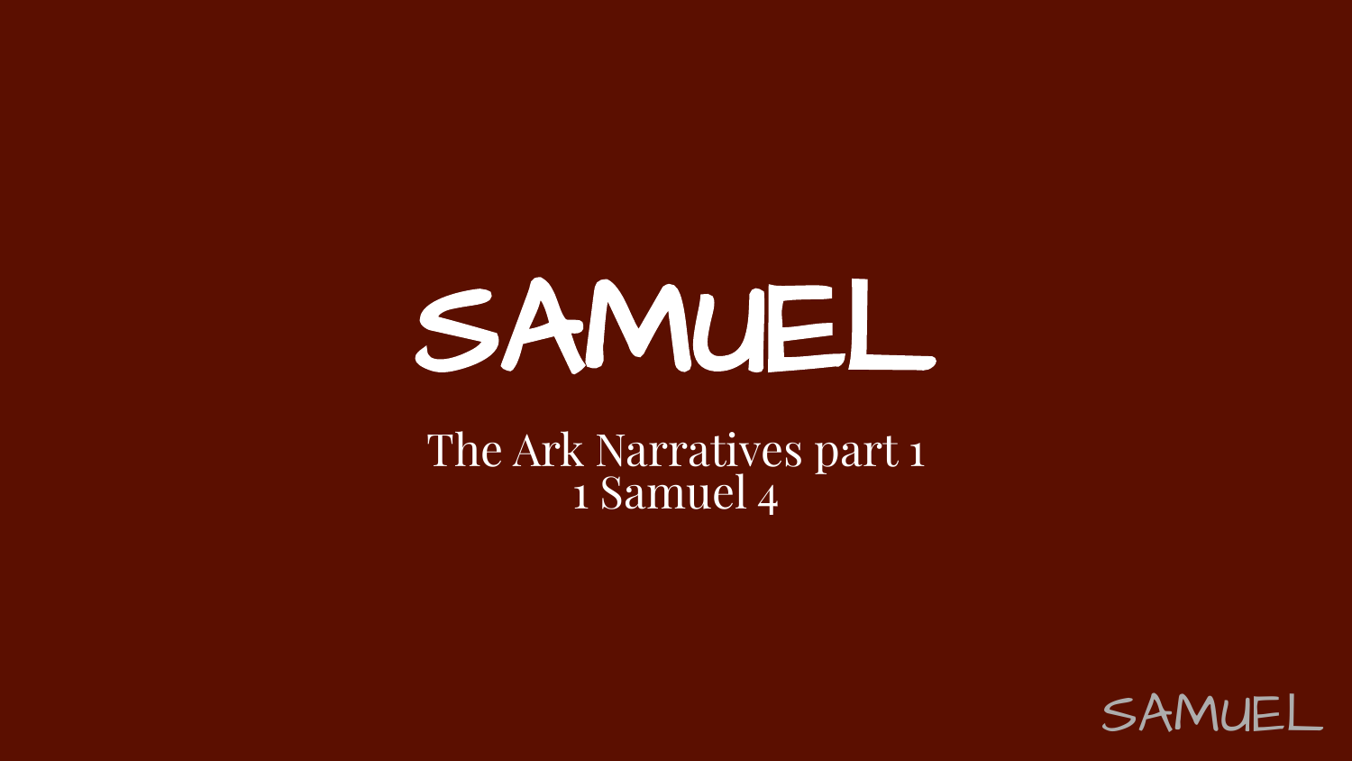# SAMUEL

The Ark Narratives part 1
1 Samuel 4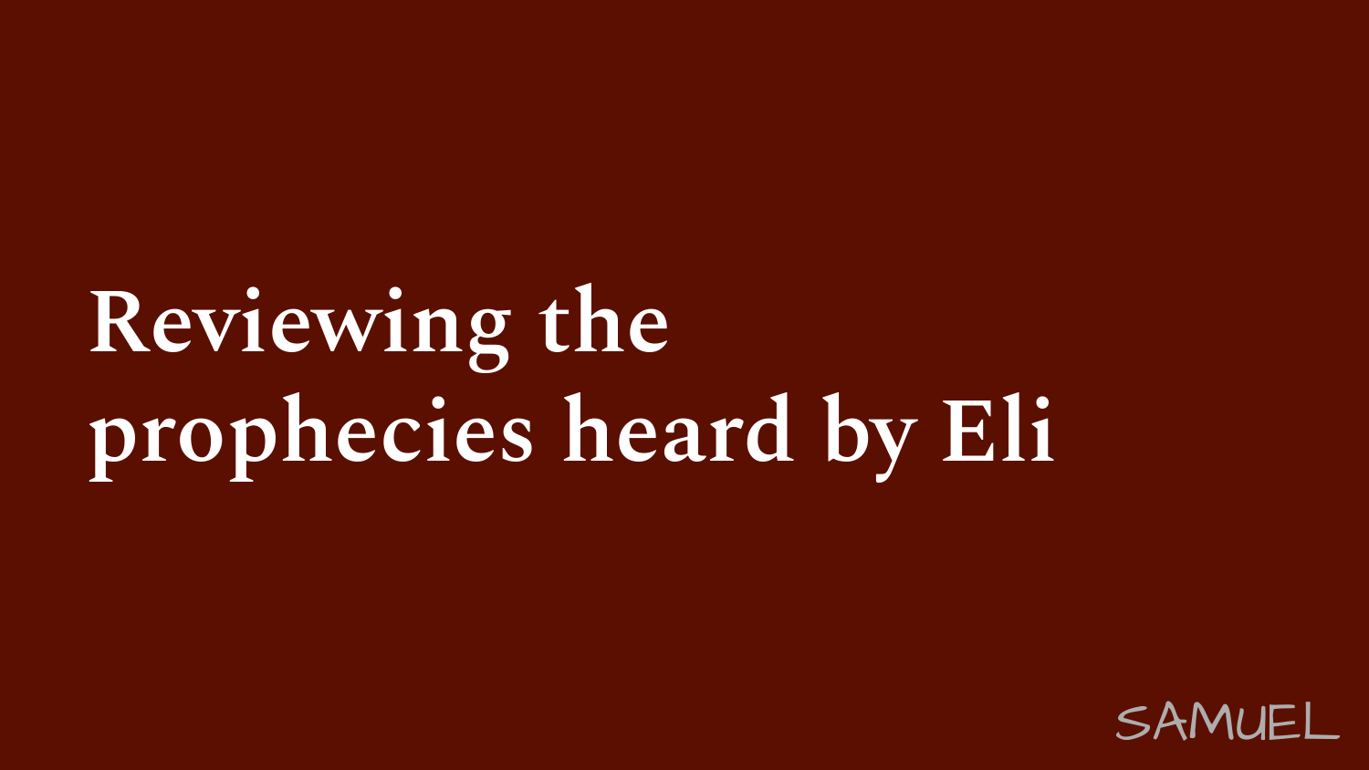# Reviewing the prophecies heard by Eli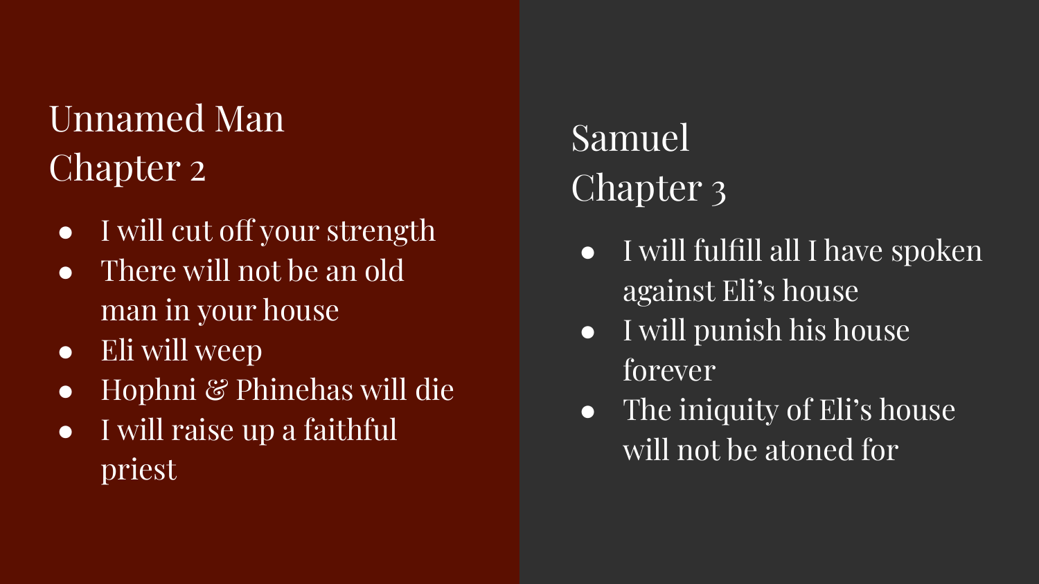## Unnamed Man
## Chapter 2

- I will cut off your strength
- There will not be an old man in your house
- Eli will weep
- Hophni & Phinehas will die
- I will raise up a faithful priest

## Samuel
## Chapter 3

- I will fulfill all I have spoken against Eli's house
- I will punish his house forever
- The iniquity of Eli's house will not be atoned for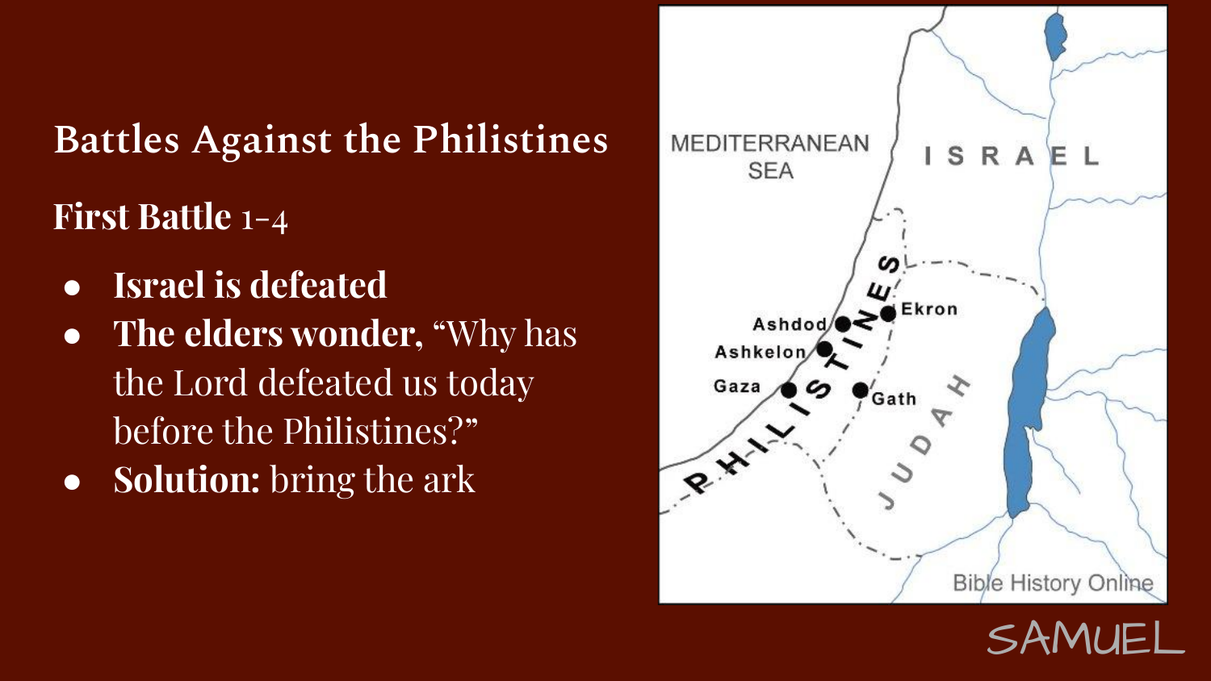## Battles Against the Philistines

**First Battle** 1-4

- **Israel is defeated**
- **The elders wonder,** "Why has the Lord defeated us today before the Philistines?"
- **Solution:** bring the ark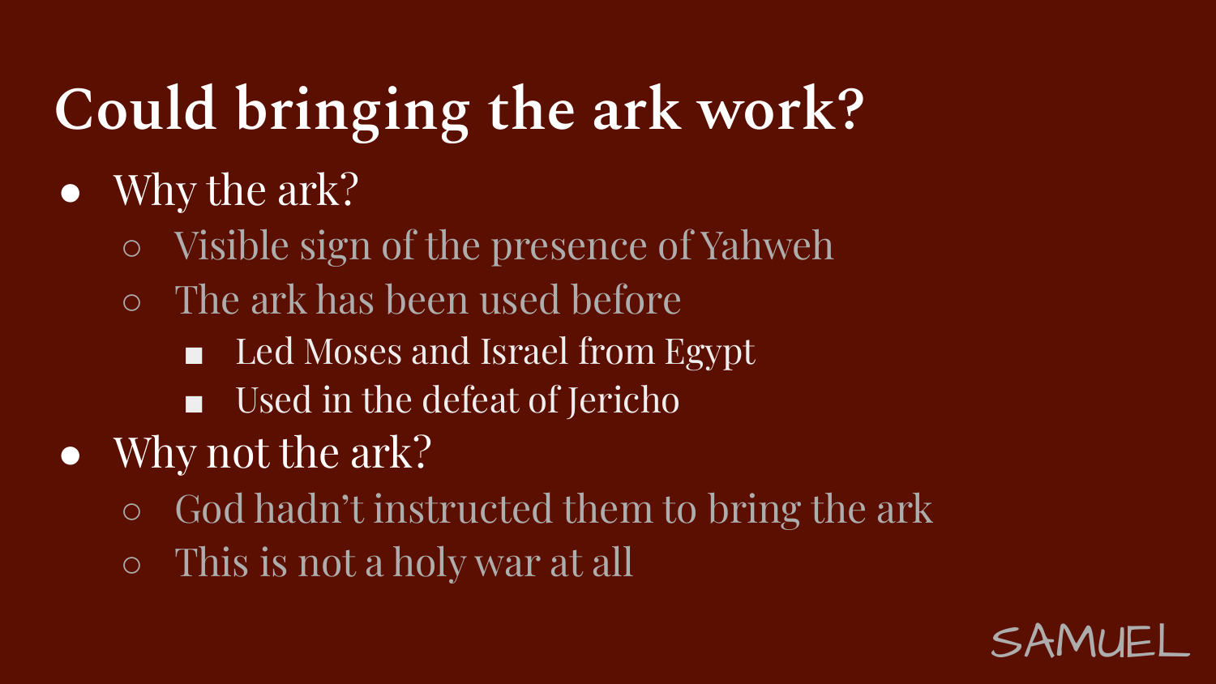# Could bringing the ark work?

- Why the ark?
  - Visible sign of the presence of Yahweh
  - The ark has been used before
    - Led Moses and Israel from Egypt
    - Used in the defeat of Jericho
- Why not the ark?
  - God hadn't instructed them to bring the ark
  - This is not a holy war at all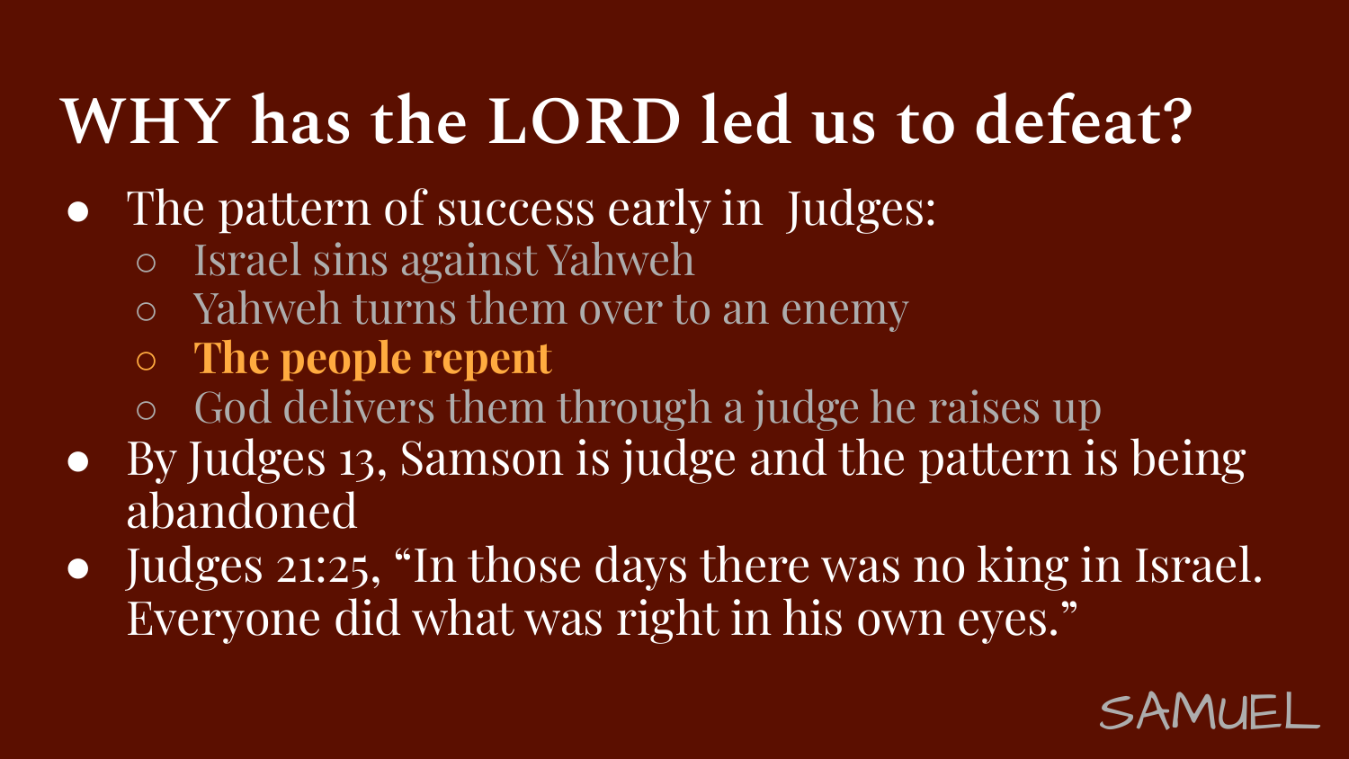# WHY has the LORD led us to defeat?

- The pattern of success early in Judges:
  - Israel sins against Yahweh
  - Yahweh turns them over to an enemy
  - **The people repent**
  - God delivers them through a judge he raises up
- By Judges 13, Samson is judge and the pattern is being abandoned
- Judges 21:25, "In those days there was no king in Israel. Everyone did what was right in his own eyes."

SAMUEL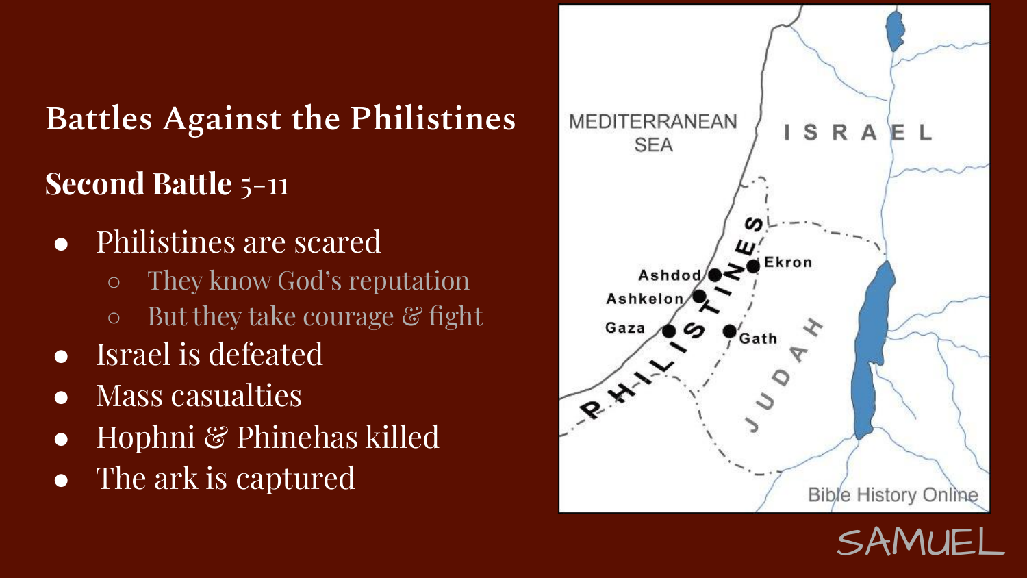# Battles Against the Philistines

## Second Battle 5-11

- Philistines are scared
  - They know God's reputation
  - But they take courage & fight
- Israel is defeated
- Mass casualties
- Hophni & Phinehas killed
- The ark is captured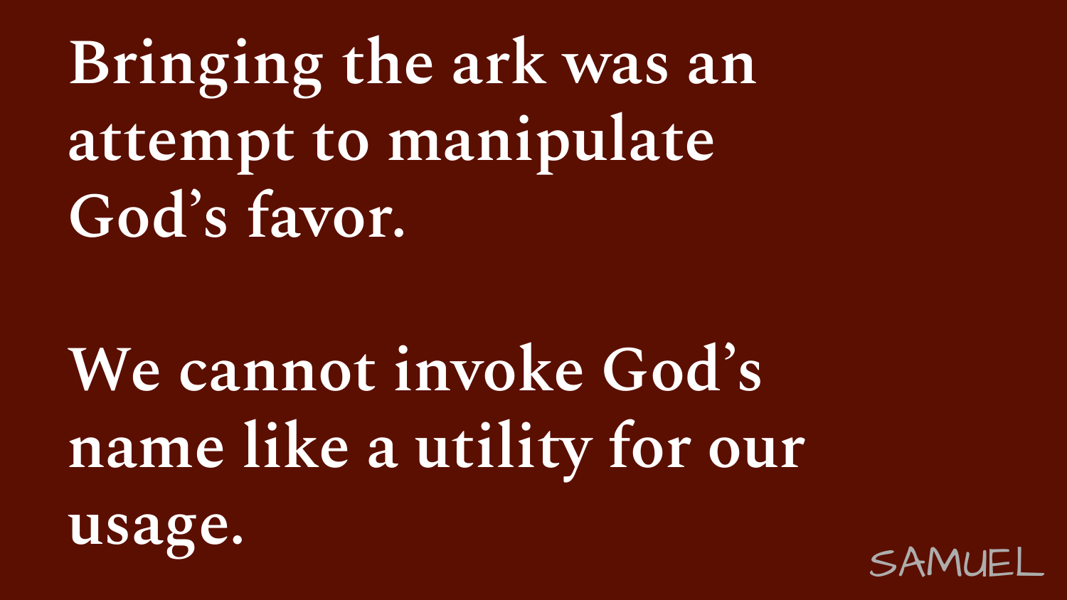Bringing the ark was an attempt to manipulate God's favor.

We cannot invoke God's name like a utility for our usage.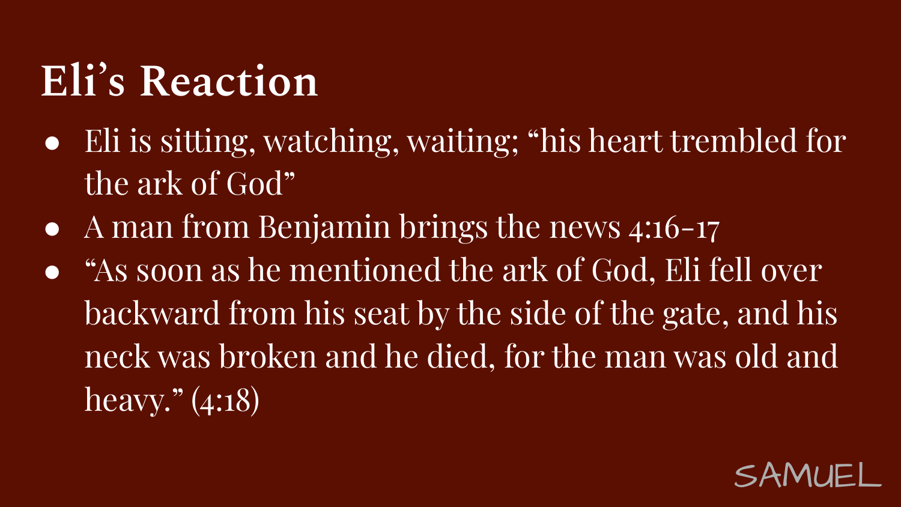# Eli's Reaction

- Eli is sitting, watching, waiting; "his heart trembled for the ark of God"
- A man from Benjamin brings the news 4:16-17
- "As soon as he mentioned the ark of God, Eli fell over backward from his seat by the side of the gate, and his neck was broken and he died, for the man was old and heavy." (4:18)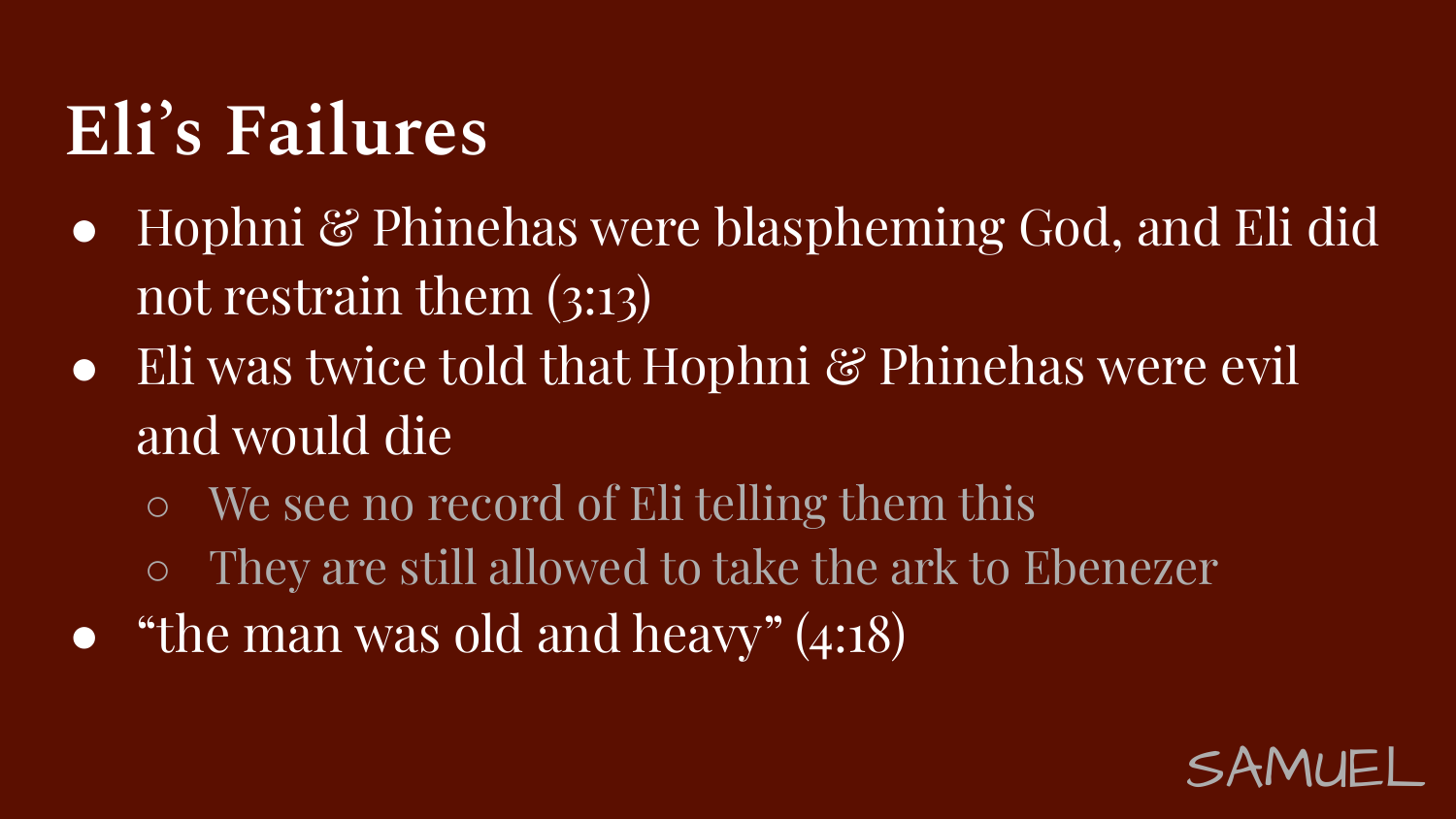# Eli's Failures

- Hophni & Phinehas were blaspheming God, and Eli did not restrain them (3:13)
- Eli was twice told that Hophni & Phinehas were evil and would die
  - We see no record of Eli telling them this
  - They are still allowed to take the ark to Ebenezer
- "the man was old and heavy" (4:18)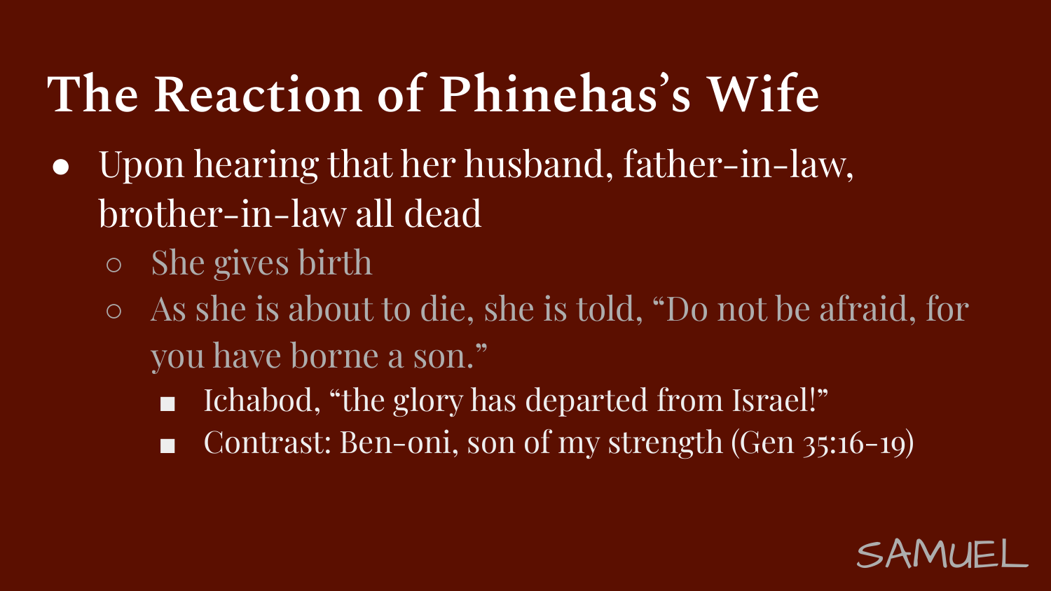# The Reaction of Phinehas's Wife

- Upon hearing that her husband, father-in-law, brother-in-law all dead
  - She gives birth
  - As she is about to die, she is told, "Do not be afraid, for you have borne a son."
    - Ichabod, "the glory has departed from Israel!"
    - Contrast: Ben-oni, son of my strength (Gen 35:16-19)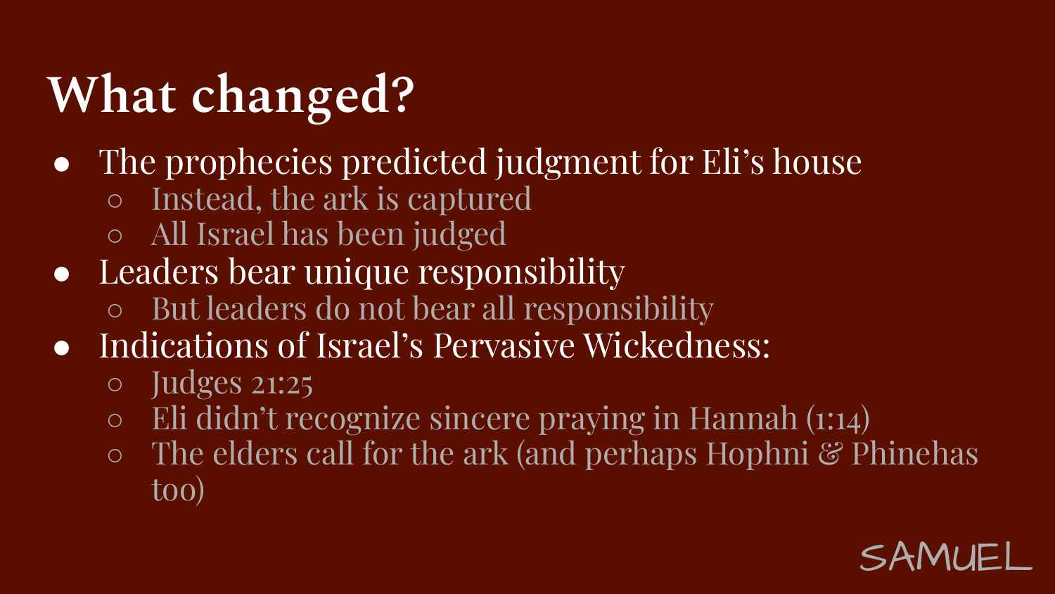# What changed?

- The prophecies predicted judgment for Eli's house
  - Instead, the ark is captured
  - All Israel has been judged
- Leaders bear unique responsibility
  - But leaders do not bear all responsibility
- Indications of Israel's Pervasive Wickedness:
  - Judges 21:25
  - Eli didn't recognize sincere praying in Hannah (1:14)
  - The elders call for the ark (and perhaps Hophni & Phinehas too)

SAMUEL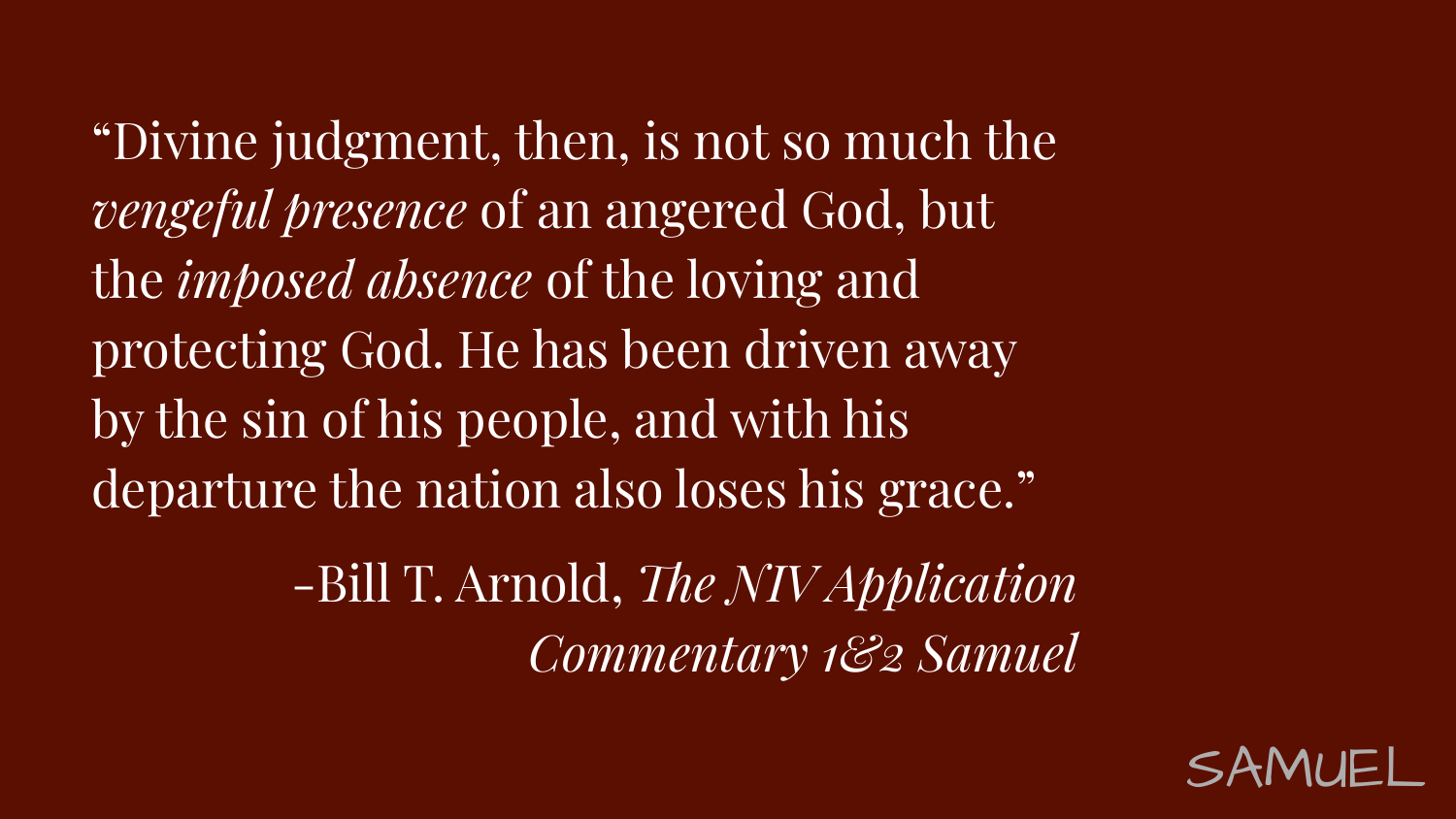"Divine judgment, then, is not so much the *vengeful presence* of an angered God, but the *imposed absence* of the loving and protecting God. He has been driven away by the sin of his people, and with his departure the nation also loses his grace."

–Bill T. Arnold, *The NIV Application Commentary 1&2 Samuel*

SAMUEL